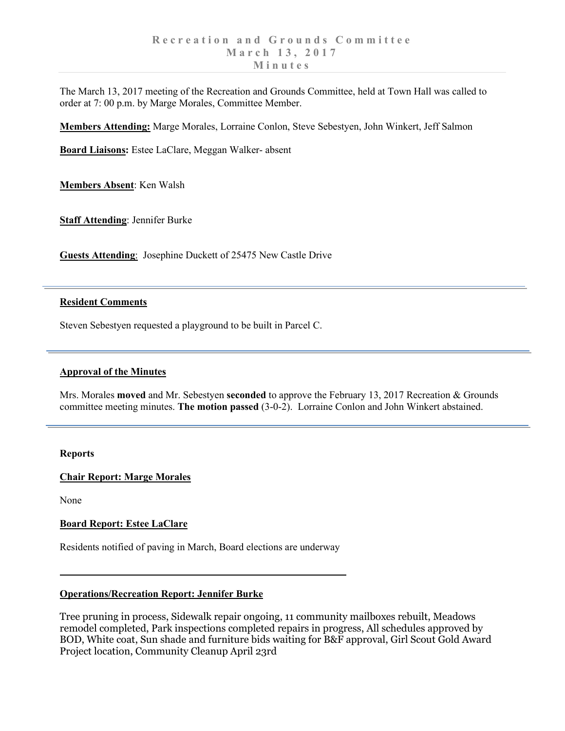# Recreation and Grounds Committee
## March 13, 2017
## Minutes

The March 13, 2017 meeting of the Recreation and Grounds Committee, held at Town Hall was called to order at 7: 00 p.m. by Marge Morales, Committee Member.

**Members Attending:** Marge Morales, Lorraine Conlon, Steve Sebestyen, John Winkert, Jeff Salmon

**Board Liaisons:** Estee LaClare, Meggan Walker- absent

**Members Absent**: Ken Walsh

**Staff Attending**: Jennifer Burke

**Guests Attending**: Josephine Duckett of 25475 New Castle Drive

---

**Resident Comments**

Steven Sebestyen requested a playground to be built in Parcel C.

---

**Approval of the Minutes**

Mrs. Morales **moved** and Mr. Sebestyen **seconded** to approve the February 13, 2017 Recreation & Grounds committee meeting minutes. **The motion passed** (3-0-2). Lorraine Conlon and John Winkert abstained.

---

**Reports**

**Chair Report: Marge Morales**

None

**Board Report: Estee LaClare**

Residents notified of paving in March, Board elections are underway

---

**Operations/Recreation Report: Jennifer Burke**

Tree pruning in process, Sidewalk repair ongoing, 11 community mailboxes rebuilt, Meadows remodel completed, Park inspections completed repairs in progress, All schedules approved by BOD, White coat, Sun shade and furniture bids waiting for B&F approval, Girl Scout Gold Award Project location, Community Cleanup April 23rd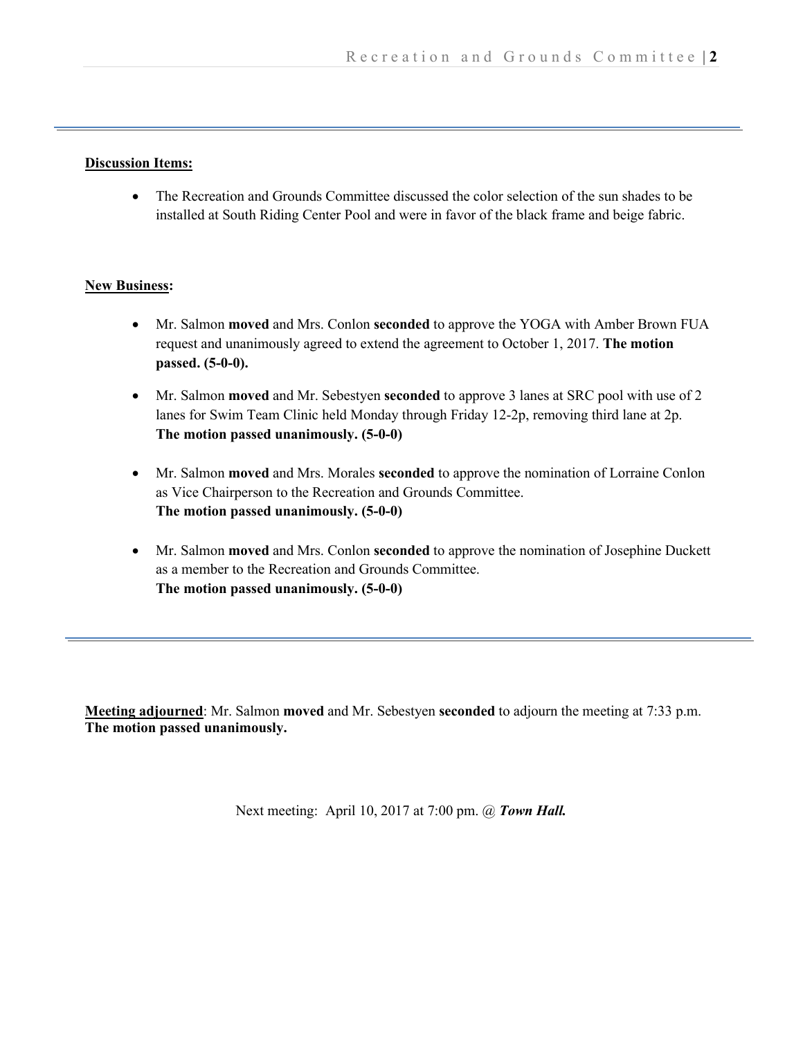**<u>Discussion Items:</u>**

- The Recreation and Grounds Committee discussed the color selection of the sun shades to be installed at South Riding Center Pool and were in favor of the black frame and beige fabric.

**<u>New Business</u>:**

- Mr. Salmon **moved** and Mrs. Conlon **seconded** to approve the YOGA with Amber Brown FUA request and unanimously agreed to extend the agreement to October 1, 2017. **The motion passed. (5-0-0).**

- Mr. Salmon **moved** and Mr. Sebestyen **seconded** to approve 3 lanes at SRC pool with use of 2 lanes for Swim Team Clinic held Monday through Friday 12-2p, removing third lane at 2p. **The motion passed unanimously. (5-0-0)**

- Mr. Salmon **moved** and Mrs. Morales **seconded** to approve the nomination of Lorraine Conlon as Vice Chairperson to the Recreation and Grounds Committee. **The motion passed unanimously. (5-0-0)**

- Mr. Salmon **moved** and Mrs. Conlon **seconded** to approve the nomination of Josephine Duckett as a member to the Recreation and Grounds Committee. **The motion passed unanimously. (5-0-0)**

**<u>Meeting adjourned</u>**: Mr. Salmon **moved** and Mr. Sebestyen **seconded** to adjourn the meeting at 7:33 p.m. **The motion passed unanimously.**

Next meeting: April 10, 2017 at 7:00 pm. @ ***Town Hall.***